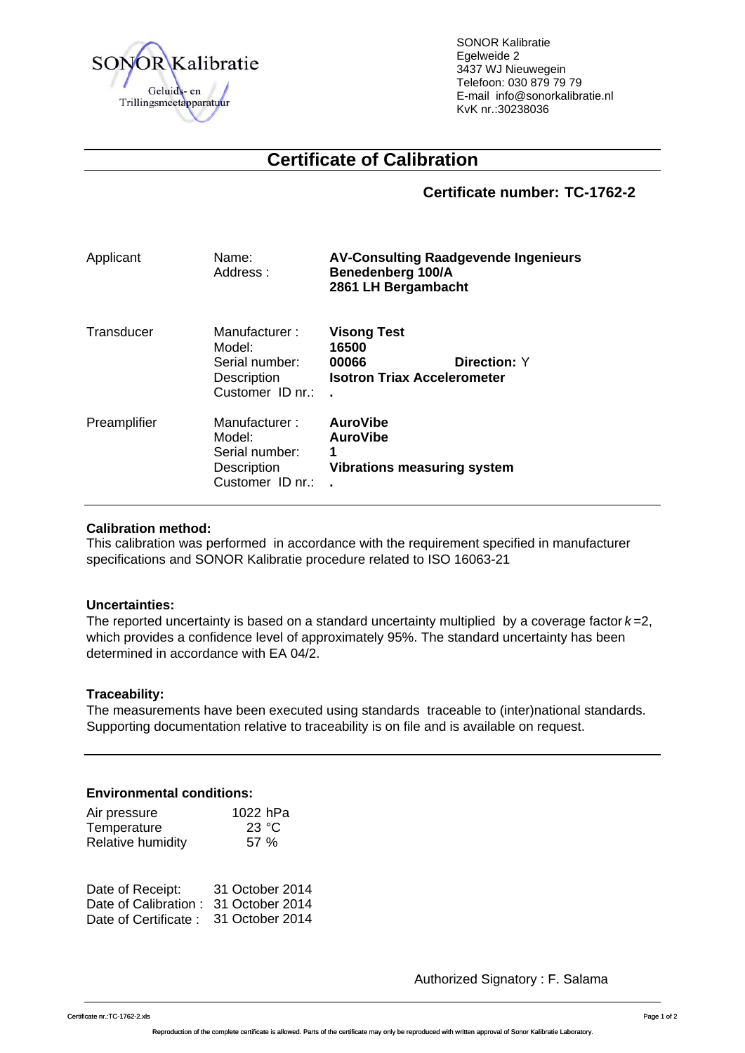SONOR Kalibratie
Geluids- en Trillingsmeetapparatuur

SONOR Kalibratie
Egelweide 2
3437 WJ Nieuwegein
Telefoon: 030 879 79 79
E-mail info@sonorkalibratie.nl
KvK nr.:30238036

# Certificate of Calibration

## Certificate number: TC-1762-2

| | | |
|---|---|---|
| Applicant | Name: | **AV-Consulting Raadgevende Ingenieurs** |
| | Address : | **Benedenberg 100/A** |
| | | **2861 LH Bergambacht** |
| Transducer | Manufacturer : | **Visong Test** |
| | Model: | **16500** |
| | Serial number: | **00066** **Direction:** Y |
| | Description | **Isotron Triax Accelerometer** |
| | Customer ID nr.: | **.** |
| Preamplifier | Manufacturer : | **AuroVibe** |
| | Model: | **AuroVibe** |
| | Serial number: | **1** |
| | Description | **Vibrations measuring system** |
| | Customer ID nr.: | **.** |

**Calibration method:**
This calibration was performed in accordance with the requirement specified in manufacturer specifications and SONOR Kalibratie procedure related to ISO 16063-21

**Uncertainties:**
The reported uncertainty is based on a standard uncertainty multiplied by a coverage factor $k=2$, which provides a confidence level of approximately 95%. The standard uncertainty has been determined in accordance with EA 04/2.

**Traceability:**
The measurements have been executed using standards traceable to (inter)national standards. Supporting documentation relative to traceability is on file and is available on request.

**Environmental conditions:**

| | |
|---|---|
| Air pressure | 1022 hPa |
| Temperature | 23 °C |
| Relative humidity | 57 % |

| | |
|---|---|
| Date of Receipt: | 31 October 2014 |
| Date of Calibration : | 31 October 2014 |
| Date of Certificate : | 31 October 2014 |

Authorized Signatory : F. Salama

Certificate nr.:TC-1762-2.xls

Reproduction of the complete certificate is allowed. Parts of the certificate may only be reproduced with written approval of Sonor Kalibratie Laboratory.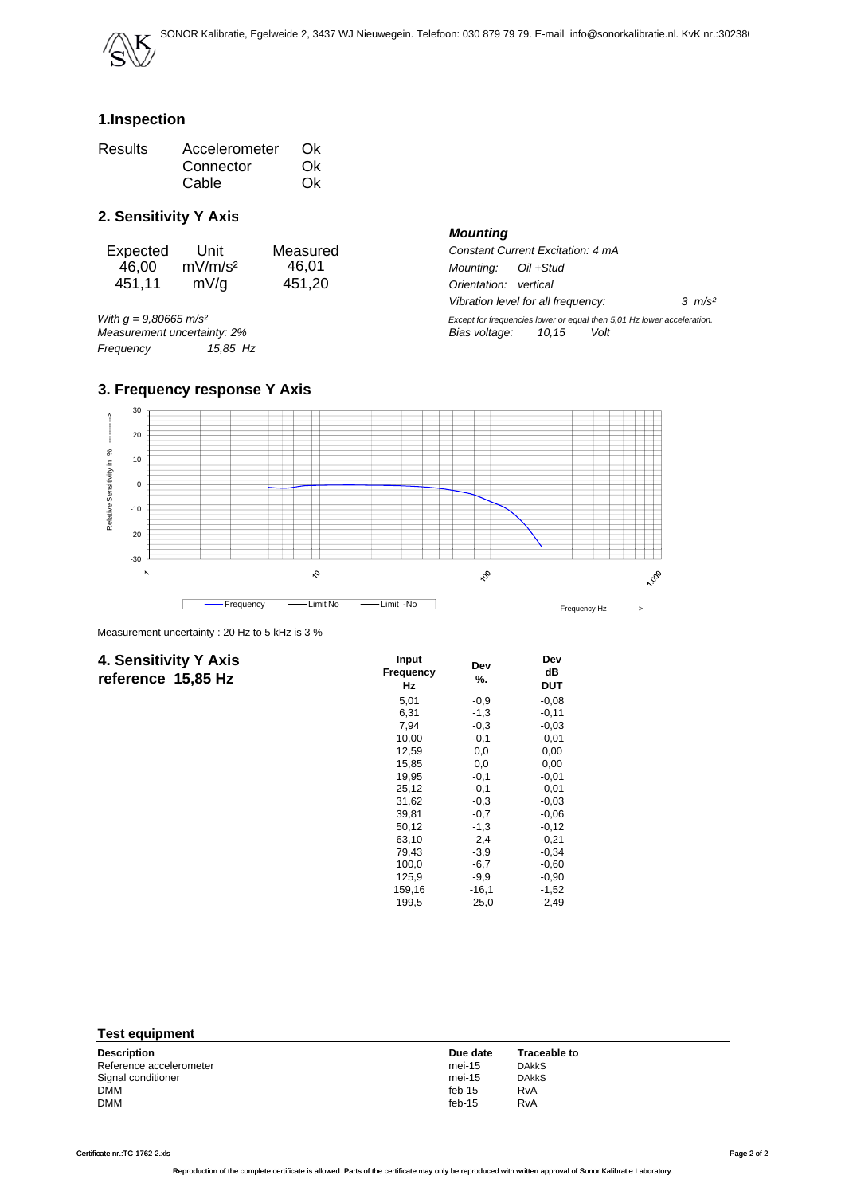SONOR Kalibratie, Egelweide 2, 3437 WJ Nieuwegein. Telefoon: 030 879 79 79. E-mail info@sonorkalibratie.nl. KvK nr.:30238(

## 1.Inspection

| | | |
|---|---|---|
| Results | Accelerometer | Ok |
| | Connector | Ok |
| | Cable | Ok |

## 2. Sensitivity Y Axis

| Expected | Unit | Measured |
|---|---|---|
| 46,00 | mV/m/s² | 46,01 |
| 451,11 | mV/g | 451,20 |

*With g = 9,80665 m/s²*
*Measurement uncertainty: 2%*
*Frequency 15,85 Hz*

### *Mounting*

*Constant Current Excitation: 4 mA*
*Mounting: Oil +Stud*
*Orientation: vertical*
*Vibration level for all frequency: 3 m/s²*
*Except for frequencies lower or equal then 5,01 Hz lower acceleration.*
*Bias voltage: 10,15 Volt*

## 3. Frequency response Y Axis

Relative Sensitivity in % --------->

30
20
10
0
-10
-20
-30

1
10
100
1,000

Frequency
Limit No
Limit -No

Frequency Hz --------->

Measurement uncertainty : 20 Hz to 5 kHz is 3 %

## 4. Sensitivity Y Axis reference 15,85 Hz

| Input Frequency Hz | Dev %. | Dev dB DUT |
|---|---|---|
| 5,01 | -0,9 | -0,08 |
| 6,31 | -1,3 | -0,11 |
| 7,94 | -0,3 | -0,03 |
| 10,00 | -0,1 | -0,01 |
| 12,59 | 0,0 | 0,00 |
| 15,85 | 0,0 | 0,00 |
| 19,95 | -0,1 | -0,01 |
| 25,12 | -0,1 | -0,01 |
| 31,62 | -0,3 | -0,03 |
| 39,81 | -0,7 | -0,06 |
| 50,12 | -1,3 | -0,12 |
| 63,10 | -2,4 | -0,21 |
| 79,43 | -3,9 | -0,34 |
| 100,0 | -6,7 | -0,60 |
| 125,9 | -9,9 | -0,90 |
| 159,16 | -16,1 | -1,52 |
| 199,5 | -25,0 | -2,49 |

### Test equipment

| Description | Due date | Traceable to |
|---|---|---|
| Reference accelerometer | mei-15 | DAkkS |
| Signal conditioner | mei-15 | DAkkS |
| DMM | feb-15 | RvA |
| DMM | feb-15 | RvA |

Certificate nr.:TC-1762-2.xls

Reproduction of the complete certificate is allowed. Parts of the certificate may only be reproduced with written approval of Sonor Kalibratie Laboratory.